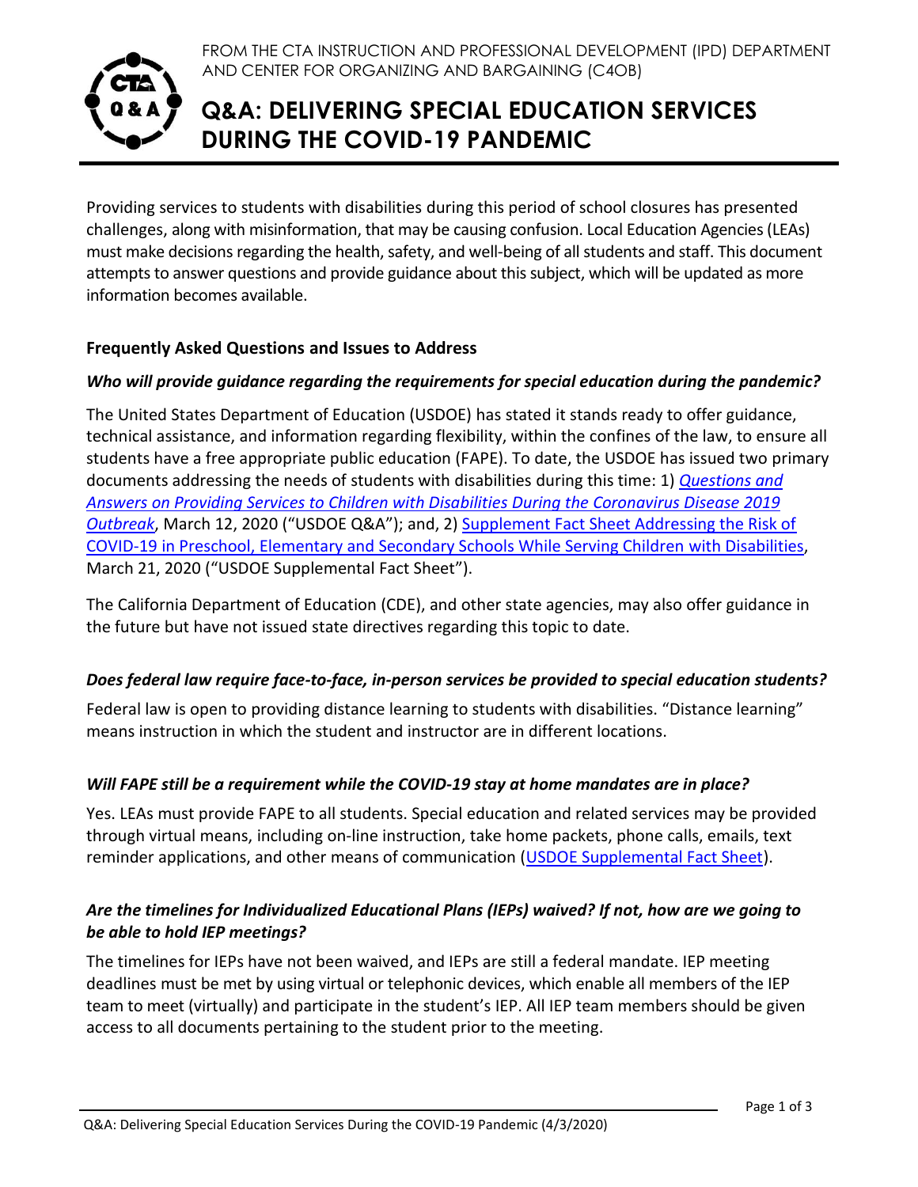FROM THE CTA INSTRUCTION AND PROFESSIONAL DEVELOPMENT (IPD) DEPARTMENT AND CENTER FOR ORGANIZING AND BARGAINING (C4OB)

# Q&A: DELIVERING SPECIAL EDUCATION SERVICES DURING THE COVID-19 PANDEMIC

Providing services to students with disabilities during this period of school closures has presented challenges, along with misinformation, that may be causing confusion. Local Education Agencies (LEAs) must make decisions regarding the health, safety, and well-being of all students and staff. This document attempts to answer questions and provide guidance about this subject, which will be updated as more information becomes available.

## Frequently Asked Questions and Issues to Address

### *Who will provide guidance regarding the requirements for special education during the pandemic?*

The United States Department of Education (USDOE) has stated it stands ready to offer guidance, technical assistance, and information regarding flexibility, within the confines of the law, to ensure all students have a free appropriate public education (FAPE). To date, the USDOE has issued two primary documents addressing the needs of students with disabilities during this time: 1) *Questions and Answers on Providing Services to Children with Disabilities During the Coronavirus Disease 2019 Outbreak*, March 12, 2020 ("USDOE Q&A"); and, 2) Supplement Fact Sheet Addressing the Risk of COVID-19 in Preschool, Elementary and Secondary Schools While Serving Children with Disabilities, March 21, 2020 ("USDOE Supplemental Fact Sheet").

The California Department of Education (CDE), and other state agencies, may also offer guidance in the future but have not issued state directives regarding this topic to date.

### *Does federal law require face-to-face, in-person services be provided to special education students?*

Federal law is open to providing distance learning to students with disabilities. "Distance learning" means instruction in which the student and instructor are in different locations.

### *Will FAPE still be a requirement while the COVID-19 stay at home mandates are in place?*

Yes. LEAs must provide FAPE to all students. Special education and related services may be provided through virtual means, including on-line instruction, take home packets, phone calls, emails, text reminder applications, and other means of communication (USDOE Supplemental Fact Sheet).

### *Are the timelines for Individualized Educational Plans (IEPs) waived? If not, how are we going to be able to hold IEP meetings?*

The timelines for IEPs have not been waived, and IEPs are still a federal mandate. IEP meeting deadlines must be met by using virtual or telephonic devices, which enable all members of the IEP team to meet (virtually) and participate in the student's IEP. All IEP team members should be given access to all documents pertaining to the student prior to the meeting.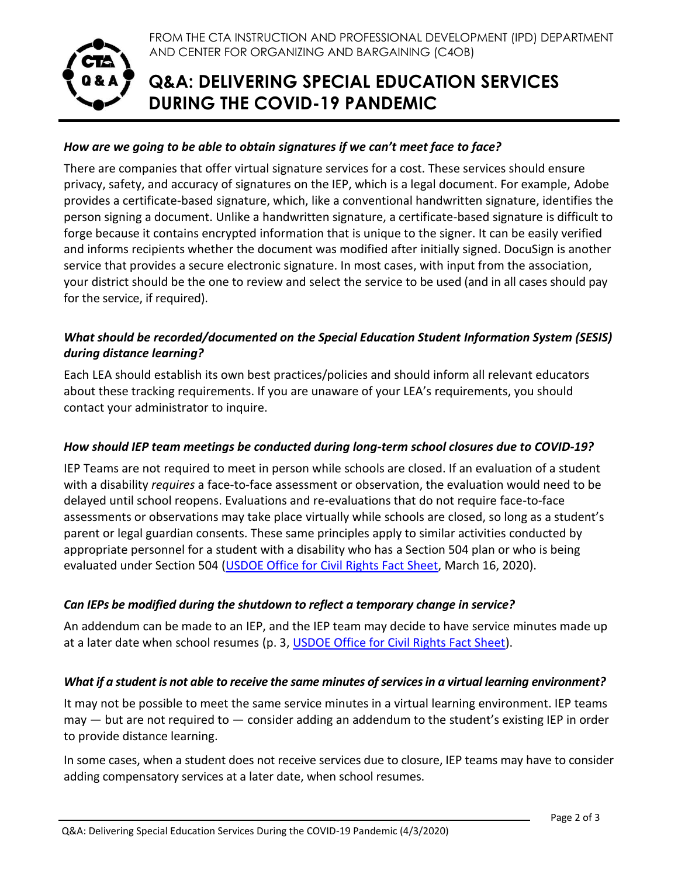FROM THE CTA INSTRUCTION AND PROFESSIONAL DEVELOPMENT (IPD) DEPARTMENT AND CENTER FOR ORGANIZING AND BARGAINING (C4OB)

# Q&A: DELIVERING SPECIAL EDUCATION SERVICES DURING THE COVID-19 PANDEMIC

### *How are we going to be able to obtain signatures if we can't meet face to face?*

There are companies that offer virtual signature services for a cost. These services should ensure privacy, safety, and accuracy of signatures on the IEP, which is a legal document. For example, Adobe provides a certificate-based signature, which, like a conventional handwritten signature, identifies the person signing a document. Unlike a handwritten signature, a certificate-based signature is difficult to forge because it contains encrypted information that is unique to the signer. It can be easily verified and informs recipients whether the document was modified after initially signed. DocuSign is another service that provides a secure electronic signature. In most cases, with input from the association, your district should be the one to review and select the service to be used (and in all cases should pay for the service, if required).

### *What should be recorded/documented on the Special Education Student Information System (SESIS) during distance learning?*

Each LEA should establish its own best practices/policies and should inform all relevant educators about these tracking requirements. If you are unaware of your LEA's requirements, you should contact your administrator to inquire.

### *How should IEP team meetings be conducted during long-term school closures due to COVID-19?*

IEP Teams are not required to meet in person while schools are closed. If an evaluation of a student with a disability *requires* a face-to-face assessment or observation, the evaluation would need to be delayed until school reopens. Evaluations and re-evaluations that do not require face-to-face assessments or observations may take place virtually while schools are closed, so long as a student's parent or legal guardian consents. These same principles apply to similar activities conducted by appropriate personnel for a student with a disability who has a Section 504 plan or who is being evaluated under Section 504 (USDOE Office for Civil Rights Fact Sheet, March 16, 2020).

### *Can IEPs be modified during the shutdown to reflect a temporary change in service?*

An addendum can be made to an IEP, and the IEP team may decide to have service minutes made up at a later date when school resumes (p. 3, USDOE Office for Civil Rights Fact Sheet).

### *What if a student is not able to receive the same minutes of services in a virtual learning environment?*

It may not be possible to meet the same service minutes in a virtual learning environment. IEP teams may — but are not required to — consider adding an addendum to the student's existing IEP in order to provide distance learning.

In some cases, when a student does not receive services due to closure, IEP teams may have to consider adding compensatory services at a later date, when school resumes.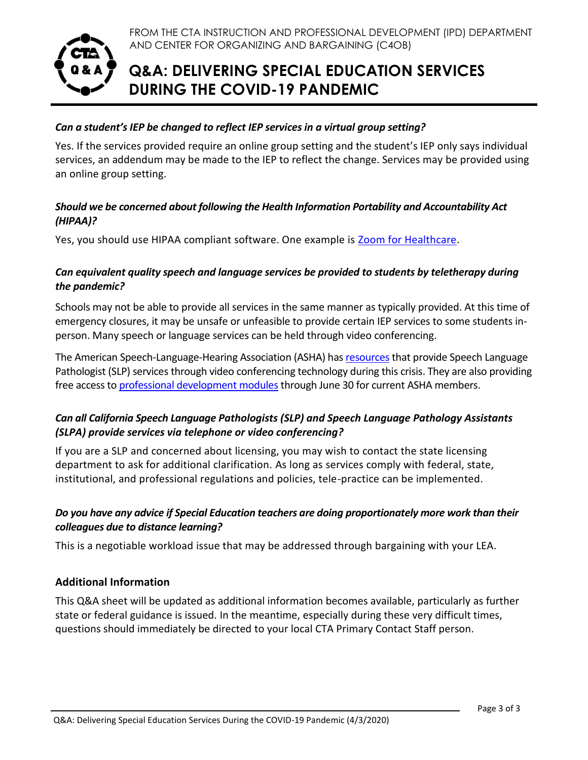FROM THE CTA INSTRUCTION AND PROFESSIONAL DEVELOPMENT (IPD) DEPARTMENT AND CENTER FOR ORGANIZING AND BARGAINING (C4OB)

# Q&A: DELIVERING SPECIAL EDUCATION SERVICES DURING THE COVID-19 PANDEMIC

***Can a student's IEP be changed to reflect IEP services in a virtual group setting?***

Yes. If the services provided require an online group setting and the student's IEP only says individual services, an addendum may be made to the IEP to reflect the change. Services may be provided using an online group setting.

***Should we be concerned about following the Health Information Portability and Accountability Act (HIPAA)?***

Yes, you should use HIPAA compliant software. One example is Zoom for Healthcare.

***Can equivalent quality speech and language services be provided to students by teletherapy during the pandemic?***

Schools may not be able to provide all services in the same manner as typically provided. At this time of emergency closures, it may be unsafe or unfeasible to provide certain IEP services to some students in-person. Many speech or language services can be held through video conferencing.

The American Speech-Language-Hearing Association (ASHA) has resources that provide Speech Language Pathologist (SLP) services through video conferencing technology during this crisis. They are also providing free access to professional development modules through June 30 for current ASHA members.

***Can all California Speech Language Pathologists (SLP) and Speech Language Pathology Assistants (SLPA) provide services via telephone or video conferencing?***

If you are a SLP and concerned about licensing, you may wish to contact the state licensing department to ask for additional clarification. As long as services comply with federal, state, institutional, and professional regulations and policies, tele-practice can be implemented.

***Do you have any advice if Special Education teachers are doing proportionately more work than their colleagues due to distance learning?***

This is a negotiable workload issue that may be addressed through bargaining with your LEA.

## Additional Information

This Q&A sheet will be updated as additional information becomes available, particularly as further state or federal guidance is issued. In the meantime, especially during these very difficult times, questions should immediately be directed to your local CTA Primary Contact Staff person.